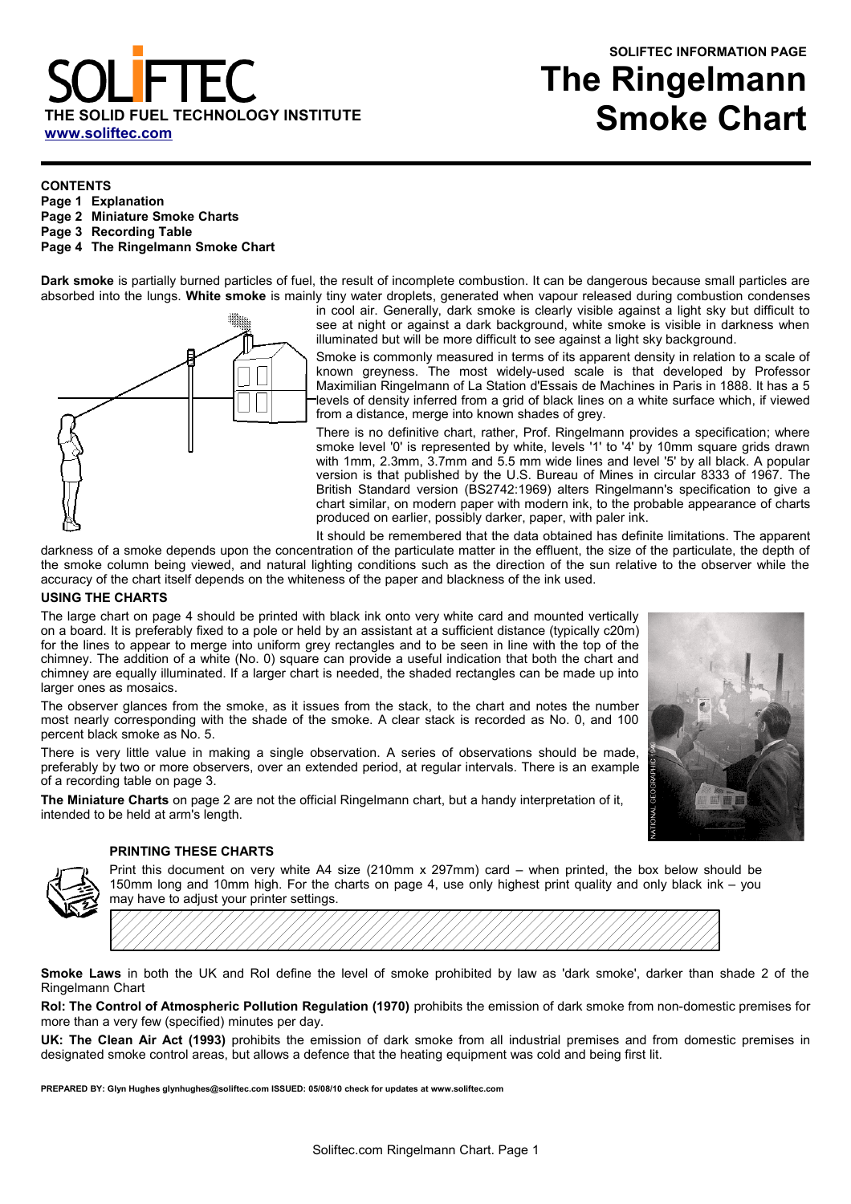SOLIFTEC

**THE SOLID FUEL TECHNOLOGY INSTITUTE**

**www.soliftec.com**

**SOLIFTEC INFORMATION PAGE**

# The Ringelmann Smoke Chart

**CONTENTS**

**Page 1 Explanation**
**Page 2 Miniature Smoke Charts**
**Page 3 Recording Table**
**Page 4 The Ringelmann Smoke Chart**

**Dark smoke** is partially burned particles of fuel, the result of incomplete combustion. It can be dangerous because small particles are absorbed into the lungs. **White smoke** is mainly tiny water droplets, generated when vapour released during combustion condenses in cool air. Generally, dark smoke is clearly visible against a light sky but difficult to see at night or against a dark background, white smoke is visible in darkness when illuminated but will be more difficult to see against a light sky background.

Smoke is commonly measured in terms of its apparent density in relation to a scale of known greyness. The most widely-used scale is that developed by Professor Maximilian Ringelmann of La Station d'Essais de Machines in Paris in 1888. It has a 5 levels of density inferred from a grid of black lines on a white surface which, if viewed from a distance, merge into known shades of grey.

There is no definitive chart, rather, Prof. Ringelmann provides a specification; where smoke level '0' is represented by white, levels '1' to '4' by 10mm square grids drawn with 1mm, 2.3mm, 3.7mm and 5.5 mm wide lines and level '5' by all black. A popular version is that published by the U.S. Bureau of Mines in circular 8333 of 1967. The British Standard version (BS2742:1969) alters Ringelmann's specification to give a chart similar, on modern paper with modern ink, to the probable appearance of charts produced on earlier, possibly darker, paper, with paler ink.

It should be remembered that the data obtained has definite limitations. The apparent darkness of a smoke depends upon the concentration of the particulate matter in the effluent, the size of the particulate, the depth of the smoke column being viewed, and natural lighting conditions such as the direction of the sun relative to the observer while the accuracy of the chart itself depends on the whiteness of the paper and blackness of the ink used.

### USING THE CHARTS

The large chart on page 4 should be printed with black ink onto very white card and mounted vertically on a board. It is preferably fixed to a pole or held by an assistant at a sufficient distance (typically c20m) for the lines to appear to merge into uniform grey rectangles and to be seen in line with the top of the chimney. The addition of a white (No. 0) square can provide a useful indication that both the chart and chimney are equally illuminated. If a larger chart is needed, the shaded rectangles can be made up into larger ones as mosaics.

The observer glances from the smoke, as it issues from the stack, to the chart and notes the number most nearly corresponding with the shade of the smoke. A clear stack is recorded as No. 0, and 100 percent black smoke as No. 5.

There is very little value in making a single observation. A series of observations should be made, preferably by two or more observers, over an extended period, at regular intervals. There is an example of a recording table on page 3.

**The Miniature Charts** on page 2 are not the official Ringelmann chart, but a handy interpretation of it, intended to be held at arm's length.

NATIONAL GEOGRAPHIC 1940

### PRINTING THESE CHARTS

Print this document on very white A4 size (210mm x 297mm) card – when printed, the box below should be 150mm long and 10mm high. For the charts on page 4, use only highest print quality and only black ink – you may have to adjust your printer settings.

**Smoke Laws** in both the UK and RoI define the level of smoke prohibited by law as 'dark smoke', darker than shade 2 of the Ringelmann Chart

**RoI: The Control of Atmospheric Pollution Regulation (1970)** prohibits the emission of dark smoke from non-domestic premises for more than a very few (specified) minutes per day.

**UK: The Clean Air Act (1993)** prohibits the emission of dark smoke from all industrial premises and from domestic premises in designated smoke control areas, but allows a defence that the heating equipment was cold and being first lit.

**PREPARED BY: Glyn Hughes glynhughes@soliftec.com ISSUED: 05/08/10 check for updates at www.soliftec.com**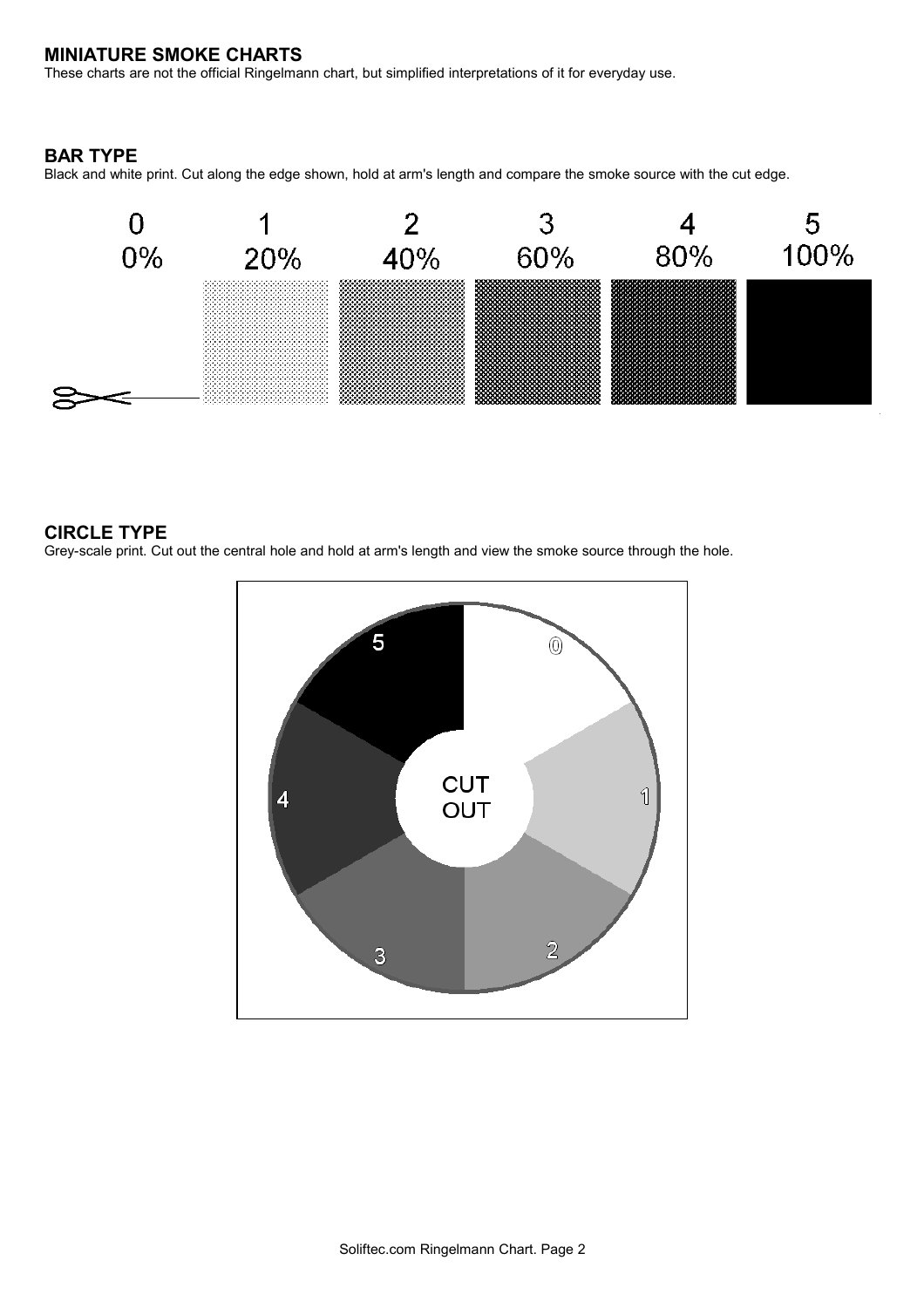## MINIATURE SMOKE CHARTS

These charts are not the official Ringelmann chart, but simplified interpretations of it for everyday use.

### BAR TYPE

Black and white print. Cut along the edge shown, hold at arm's length and compare the smoke source with the cut edge.

| 0 | 1 | 2 | 3 | 4 | 5 |
|---|---|---|---|---|---|
| 0% | 20% | 40% | 60% | 80% | 100% |

### CIRCLE TYPE

Grey-scale print. Cut out the central hole and hold at arm's length and view the smoke source through the hole.

CUT OUT

5 0 4 1 3 2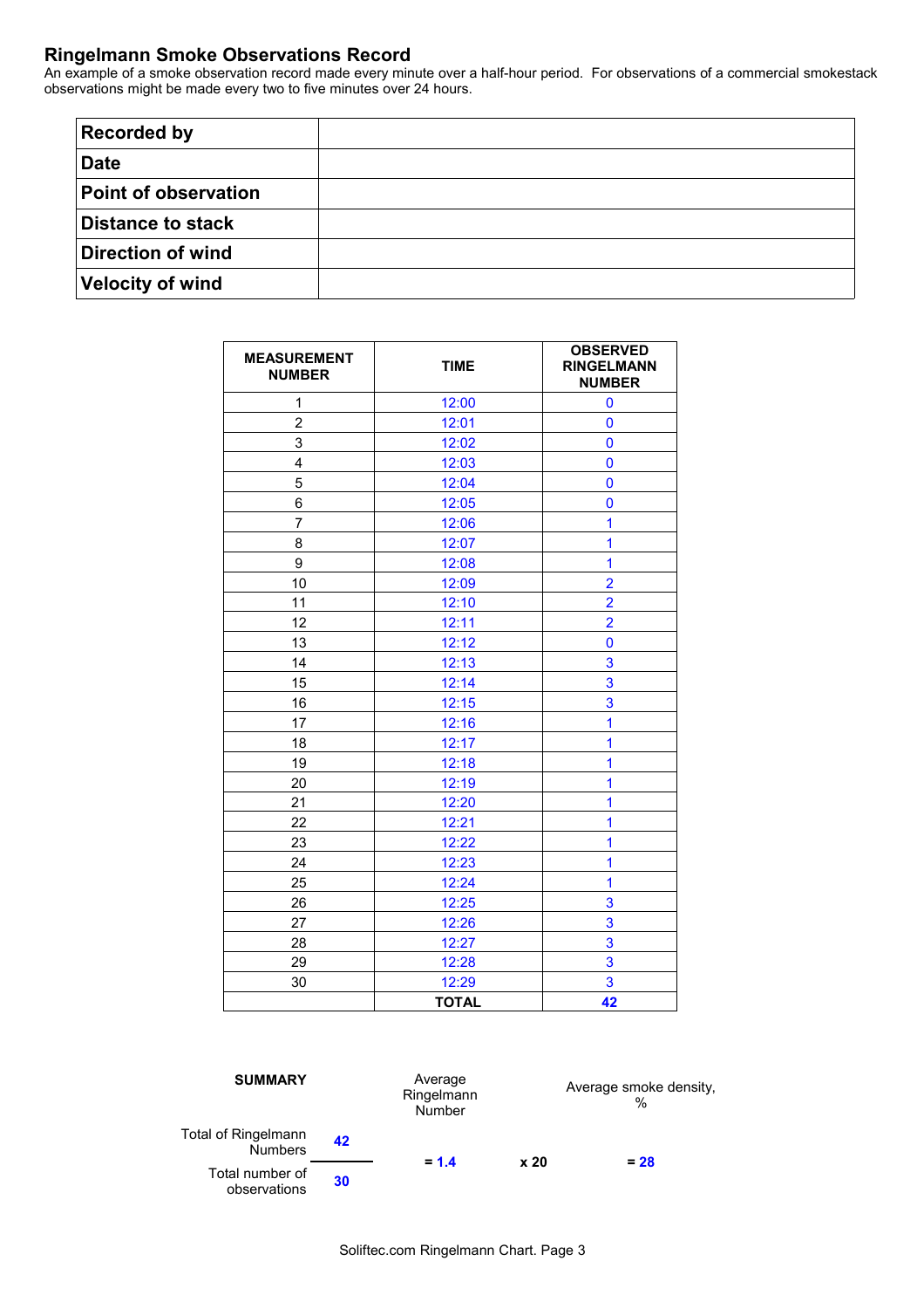## Ringelmann Smoke Observations Record

An example of a smoke observation record made every minute over a half-hour period. For observations of a commercial smokestack observations might be made every two to five minutes over 24 hours.

| | |
|---|---|
| **Recorded by** | |
| **Date** | |
| **Point of observation** | |
| **Distance to stack** | |
| **Direction of wind** | |
| **Velocity of wind** | |

| MEASUREMENT NUMBER | TIME | OBSERVED RINGELMANN NUMBER |
|---|---|---|
| 1 | 12:00 | 0 |
| 2 | 12:01 | 0 |
| 3 | 12:02 | 0 |
| 4 | 12:03 | 0 |
| 5 | 12:04 | 0 |
| 6 | 12:05 | 0 |
| 7 | 12:06 | 1 |
| 8 | 12:07 | 1 |
| 9 | 12:08 | 1 |
| 10 | 12:09 | 2 |
| 11 | 12:10 | 2 |
| 12 | 12:11 | 2 |
| 13 | 12:12 | 0 |
| 14 | 12:13 | 3 |
| 15 | 12:14 | 3 |
| 16 | 12:15 | 3 |
| 17 | 12:16 | 1 |
| 18 | 12:17 | 1 |
| 19 | 12:18 | 1 |
| 20 | 12:19 | 1 |
| 21 | 12:20 | 1 |
| 22 | 12:21 | 1 |
| 23 | 12:22 | 1 |
| 24 | 12:23 | 1 |
| 25 | 12:24 | 1 |
| 26 | 12:25 | 3 |
| 27 | 12:26 | 3 |
| 28 | 12:27 | 3 |
| 29 | 12:28 | 3 |
| 30 | 12:29 | 3 |
| | **TOTAL** | **42** |

**SUMMARY**

$$\frac{\text{Total of Ringelmann Numbers}}{\text{Total number of observations}} = \frac{42}{30} = 1.4 \text{ (Average Ringelmann Number)} \times 20 = 28 \text{ (Average smoke density, \%)}$$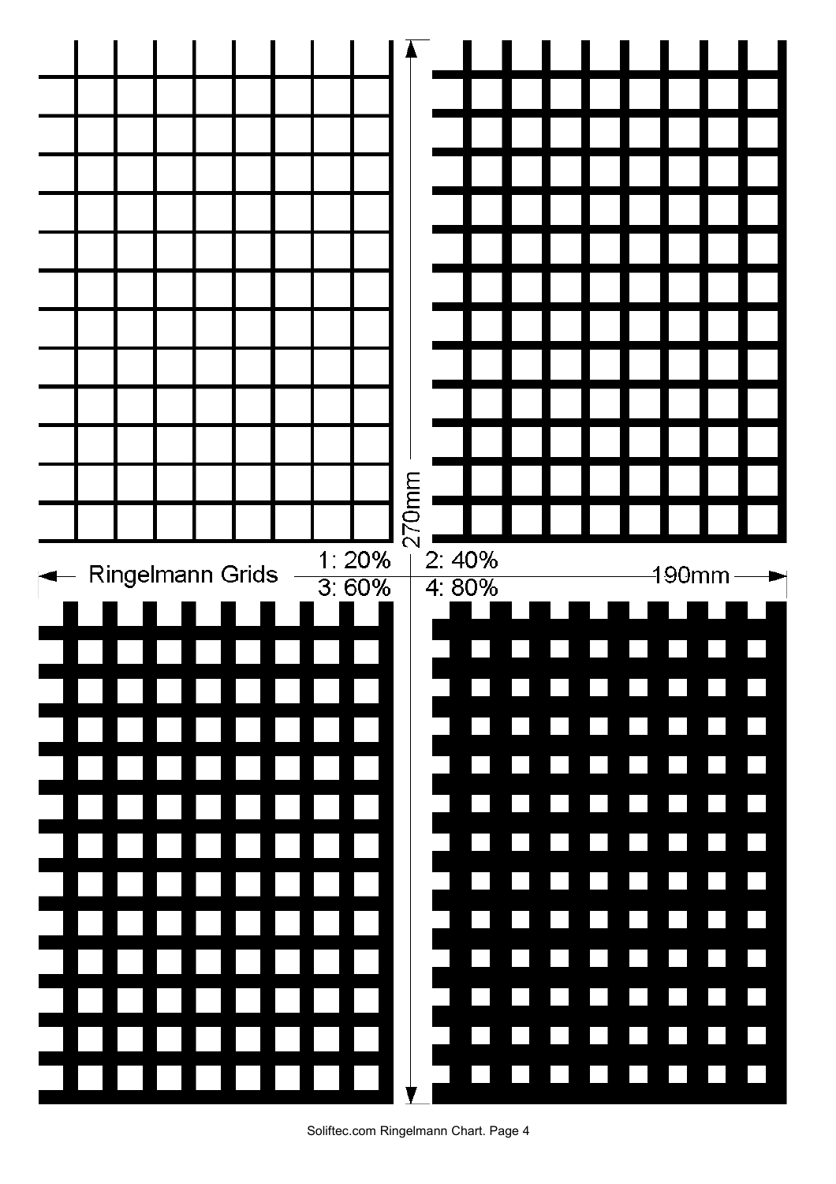Ringelmann Grids

270mm

190mm

1: 20%

2: 40%

3: 60%

4: 80%